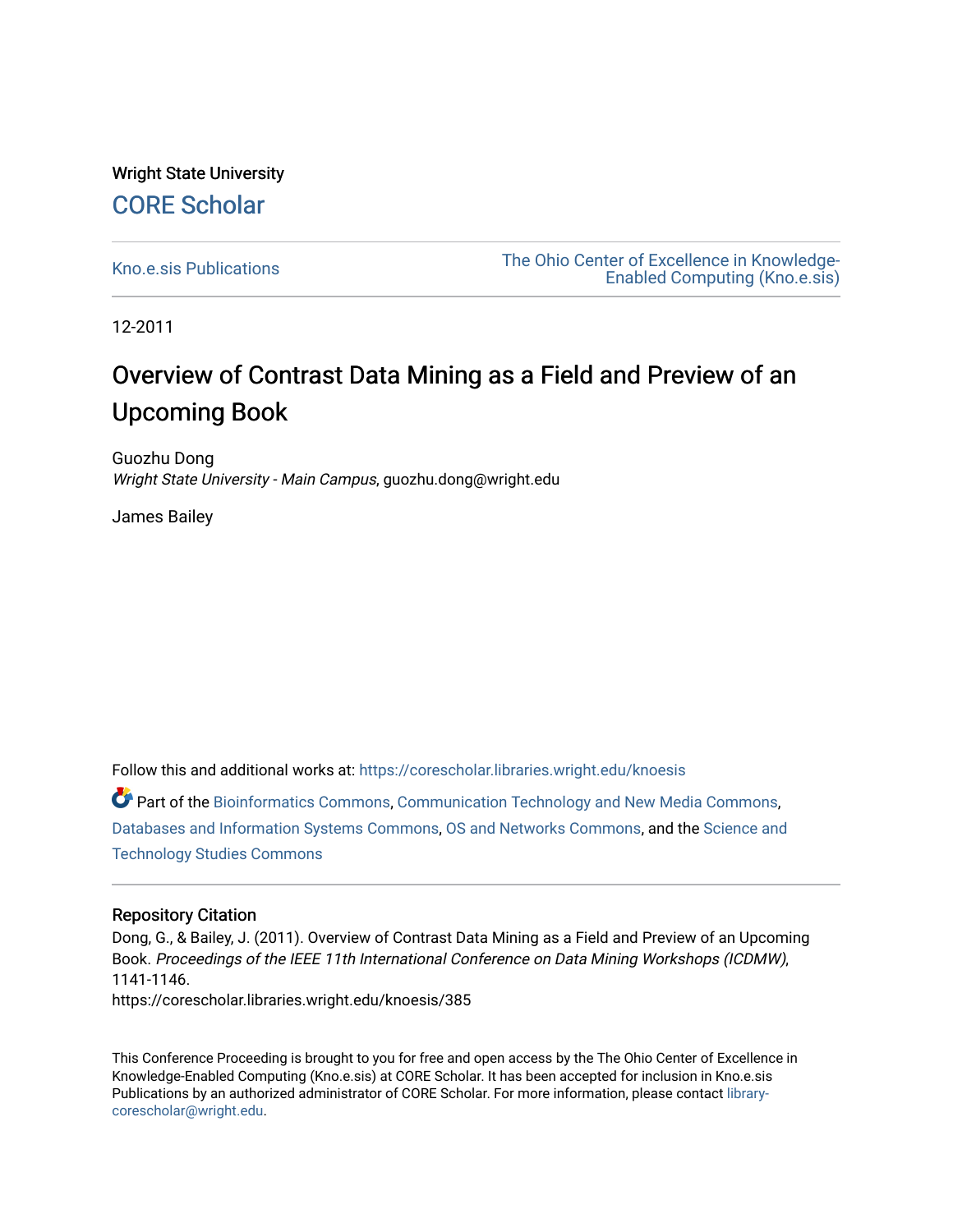Wright State University

CORE Scholar

Kno.e.sis Publications

The Ohio Center of Excellence in Knowledge-Enabled Computing (Kno.e.sis)

12-2011

# Overview of Contrast Data Mining as a Field and Preview of an Upcoming Book

Guozhu Dong
*Wright State University - Main Campus*, guozhu.dong@wright.edu

James Bailey

Follow this and additional works at: https://corescholar.libraries.wright.edu/knoesis

Part of the Bioinformatics Commons, Communication Technology and New Media Commons, Databases and Information Systems Commons, OS and Networks Commons, and the Science and Technology Studies Commons

## Repository Citation

Dong, G., & Bailey, J. (2011). Overview of Contrast Data Mining as a Field and Preview of an Upcoming Book. *Proceedings of the IEEE 11th International Conference on Data Mining Workshops (ICDMW)*, 1141-1146.
https://corescholar.libraries.wright.edu/knoesis/385

This Conference Proceeding is brought to you for free and open access by the The Ohio Center of Excellence in Knowledge-Enabled Computing (Kno.e.sis) at CORE Scholar. It has been accepted for inclusion in Kno.e.sis Publications by an authorized administrator of CORE Scholar. For more information, please contact library-corescholar@wright.edu.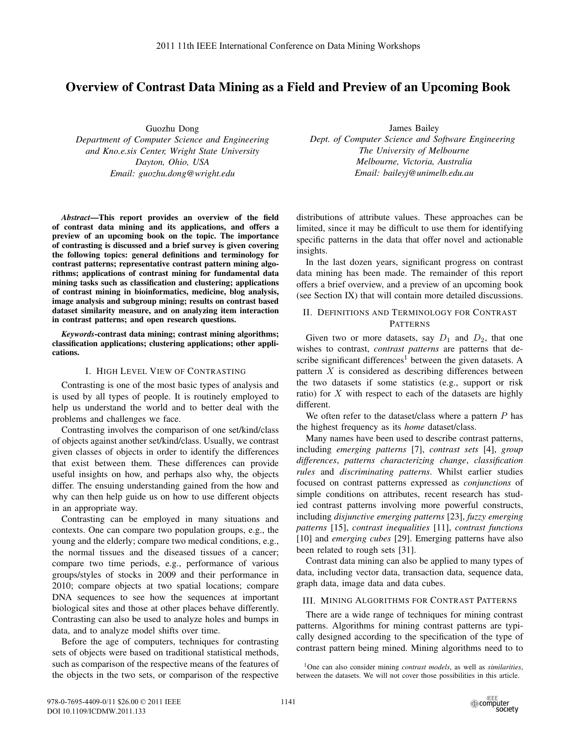# Overview of Contrast Data Mining as a Field and Preview of an Upcoming Book

Guozhu Dong
*Department of Computer Science and Engineering and Kno.e.sis Center, Wright State University*
*Dayton, Ohio, USA*
*Email: guozhu.dong@wright.edu*

James Bailey
*Dept. of Computer Science and Software Engineering*
*The University of Melbourne*
*Melbourne, Victoria, Australia*
*Email: baileyj@unimelb.edu.au*

***Abstract*—This report provides an overview of the field of contrast data mining and its applications, and offers a preview of an upcoming book on the topic. The importance of contrasting is discussed and a brief survey is given covering the following topics: general definitions and terminology for contrast patterns; representative contrast pattern mining algorithms; applications of contrast mining for fundamental data mining tasks such as classification and clustering; applications of contrast mining in bioinformatics, medicine, blog analysis, image analysis and subgroup mining; results on contrast based dataset similarity measure, and on analyzing item interaction in contrast patterns; and open research questions.**

***Keywords*-contrast data mining; contrast mining algorithms; classification applications; clustering applications; other applications.**

## I. High Level View of Contrasting

Contrasting is one of the most basic types of analysis and is used by all types of people. It is routinely employed to help us understand the world and to better deal with the problems and challenges we face.

Contrasting involves the comparison of one set/kind/class of objects against another set/kind/class. Usually, we contrast given classes of objects in order to identify the differences that exist between them. These differences can provide useful insights on how, and perhaps also why, the objects differ. The ensuing understanding gained from the how and why can then help guide us on how to use different objects in an appropriate way.

Contrasting can be employed in many situations and contexts. One can compare two population groups, e.g., the young and the elderly; compare two medical conditions, e.g., the normal tissues and the diseased tissues of a cancer; compare two time periods, e.g., performance of various groups/styles of stocks in 2009 and their performance in 2010; compare objects at two spatial locations; compare DNA sequences to see how the sequences at important biological sites and those at other places behave differently. Contrasting can also be used to analyze holes and bumps in data, and to analyze model shifts over time.

Before the age of computers, techniques for contrasting sets of objects were based on traditional statistical methods, such as comparison of the respective means of the features of the objects in the two sets, or comparison of the respective distributions of attribute values. These approaches can be limited, since it may be difficult to use them for identifying specific patterns in the data that offer novel and actionable insights.

In the last dozen years, significant progress on contrast data mining has been made. The remainder of this report offers a brief overview, and a preview of an upcoming book (see Section IX) that will contain more detailed discussions.

## II. Definitions and Terminology for Contrast Patterns

Given two or more datasets, say $D_1$ and $D_2$, that one wishes to contrast, *contrast patterns* are patterns that describe significant differences[1] between the given datasets. A pattern $X$ is considered as describing differences between the two datasets if some statistics (e.g., support or risk ratio) for $X$ with respect to each of the datasets are highly different.

We often refer to the dataset/class where a pattern $P$ has the highest frequency as its *home* dataset/class.

Many names have been used to describe contrast patterns, including *emerging patterns* [7], *contrast sets* [4], *group differences*, *patterns characterizing change*, *classification rules* and *discriminating patterns*. Whilst earlier studies focused on contrast patterns expressed as *conjunctions* of simple conditions on attributes, recent research has studied contrast patterns involving more powerful constructs, including *disjunctive emerging patterns* [23], *fuzzy emerging patterns* [15], *contrast inequalities* [11], *contrast functions* [10] and *emerging cubes* [29]. Emerging patterns have also been related to rough sets [31].

Contrast data mining can also be applied to many types of data, including vector data, transaction data, sequence data, graph data, image data and data cubes.

## III. Mining Algorithms for Contrast Patterns

There are a wide range of techniques for mining contrast patterns. Algorithms for mining contrast patterns are typically designed according to the specification of the type of contrast pattern being mined. Mining algorithms need to to

[1] One can also consider mining *contrast models*, as well as *similarities*, between the datasets. We will not cover those possibilities in this article.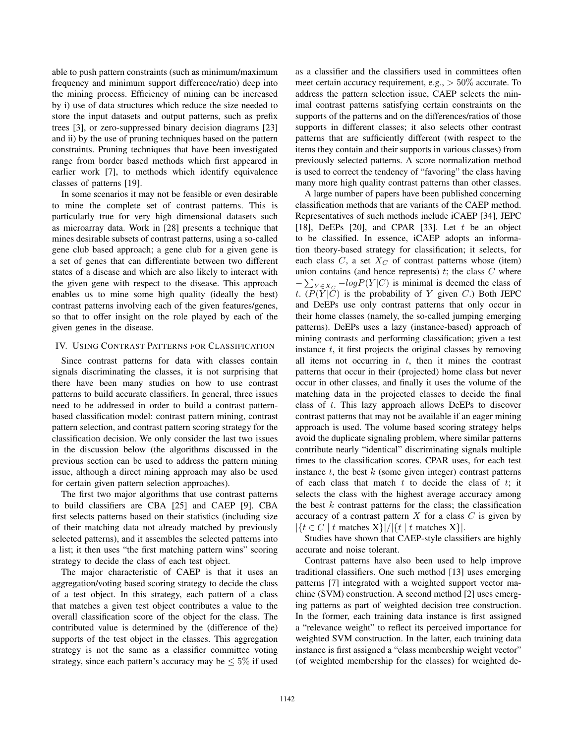able to push pattern constraints (such as minimum/maximum frequency and minimum support difference/ratio) deep into the mining process. Efficiency of mining can be increased by i) use of data structures which reduce the size needed to store the input datasets and output patterns, such as prefix trees [3], or zero-suppressed binary decision diagrams [23] and ii) by the use of pruning techniques based on the pattern constraints. Pruning techniques that have been investigated range from border based methods which first appeared in earlier work [7], to methods which identify equivalence classes of patterns [19].

In some scenarios it may not be feasible or even desirable to mine the complete set of contrast patterns. This is particularly true for very high dimensional datasets such as microarray data. Work in [28] presents a technique that mines desirable subsets of contrast patterns, using a so-called gene club based approach; a gene club for a given gene is a set of genes that can differentiate between two different states of a disease and which are also likely to interact with the given gene with respect to the disease. This approach enables us to mine some high quality (ideally the best) contrast patterns involving each of the given features/genes, so that to offer insight on the role played by each of the given genes in the disease.

## IV. Using Contrast Patterns for Classification

Since contrast patterns for data with classes contain signals discriminating the classes, it is not surprising that there have been many studies on how to use contrast patterns to build accurate classifiers. In general, three issues need to be addressed in order to build a contrast pattern-based classification model: contrast pattern mining, contrast pattern selection, and contrast pattern scoring strategy for the classification decision. We only consider the last two issues in the discussion below (the algorithms discussed in the previous section can be used to address the pattern mining issue, although a direct mining approach may also be used for certain given pattern selection approaches).

The first two major algorithms that use contrast patterns to build classifiers are CBA [25] and CAEP [9]. CBA first selects patterns based on their statistics (including size of their matching data not already matched by previously selected patterns), and it assembles the selected patterns into a list; it then uses "the first matching pattern wins" scoring strategy to decide the class of each test object.

The major characteristic of CAEP is that it uses an aggregation/voting based scoring strategy to decide the class of a test object. In this strategy, each pattern of a class that matches a given test object contributes a value to the overall classification score of the object for the class. The contributed value is determined by the (difference of the) supports of the test object in the classes. This aggregation strategy is not the same as a classifier committee voting strategy, since each pattern's accuracy may be $\leq 5\%$ if used as a classifier and the classifiers used in committees often meet certain accuracy requirement, e.g., $> 50\%$ accurate. To address the pattern selection issue, CAEP selects the minimal contrast patterns satisfying certain constraints on the supports of the patterns and on the differences/ratios of those supports in different classes; it also selects other contrast patterns that are sufficiently different (with respect to the items they contain and their supports in various classes) from previously selected patterns. A score normalization method is used to correct the tendency of "favoring" the class having many more high quality contrast patterns than other classes.

A large number of papers have been published concerning classification methods that are variants of the CAEP method. Representatives of such methods include iCAEP [34], JEPC [18], DeEPs [20], and CPAR [33]. Let $t$ be an object to be classified. In essence, iCAEP adopts an information theory-based strategy for classification; it selects, for each class $C$, a set $X_C$ of contrast patterns whose (item) union contains (and hence represents) $t$; the class $C$ where $-\sum_{Y \in X_C} -logP(Y|C)$ is minimal is deemed the class of $t$. ($P(Y|C)$ is the probability of $Y$ given $C$.) Both JEPC and DeEPs use only contrast patterns that only occur in their home classes (namely, the so-called jumping emerging patterns). DeEPs uses a lazy (instance-based) approach of mining contrasts and performing classification; given a test instance $t$, it first projects the original classes by removing all items not occurring in $t$, then it mines the contrast patterns that occur in their (projected) home class but never occur in other classes, and finally it uses the volume of the matching data in the projected classes to decide the final class of $t$. This lazy approach allows DeEPs to discover contrast patterns that may not be available if an eager mining approach is used. The volume based scoring strategy helps avoid the duplicate signaling problem, where similar patterns contribute nearly "identical" discriminating signals multiple times to the classification scores. CPAR uses, for each test instance $t$, the best $k$ (some given integer) contrast patterns of each class that match $t$ to decide the class of $t$; it selects the class with the highest average accuracy among the best $k$ contrast patterns for the class; the classification accuracy of a contrast pattern $X$ for a class $C$ is given by $|\{t \in C \mid t \text{ matches X}\}|/|\{t \mid t \text{ matches X}\}|$.

Studies have shown that CAEP-style classifiers are highly accurate and noise tolerant.

Contrast patterns have also been used to help improve traditional classifiers. One such method [13] uses emerging patterns [7] integrated with a weighted support vector machine (SVM) construction. A second method [2] uses emerging patterns as part of weighted decision tree construction. In the former, each training data instance is first assigned a "relevance weight" to reflect its perceived importance for weighted SVM construction. In the latter, each training data instance is first assigned a "class membership weight vector" (of weighted membership for the classes) for weighted de-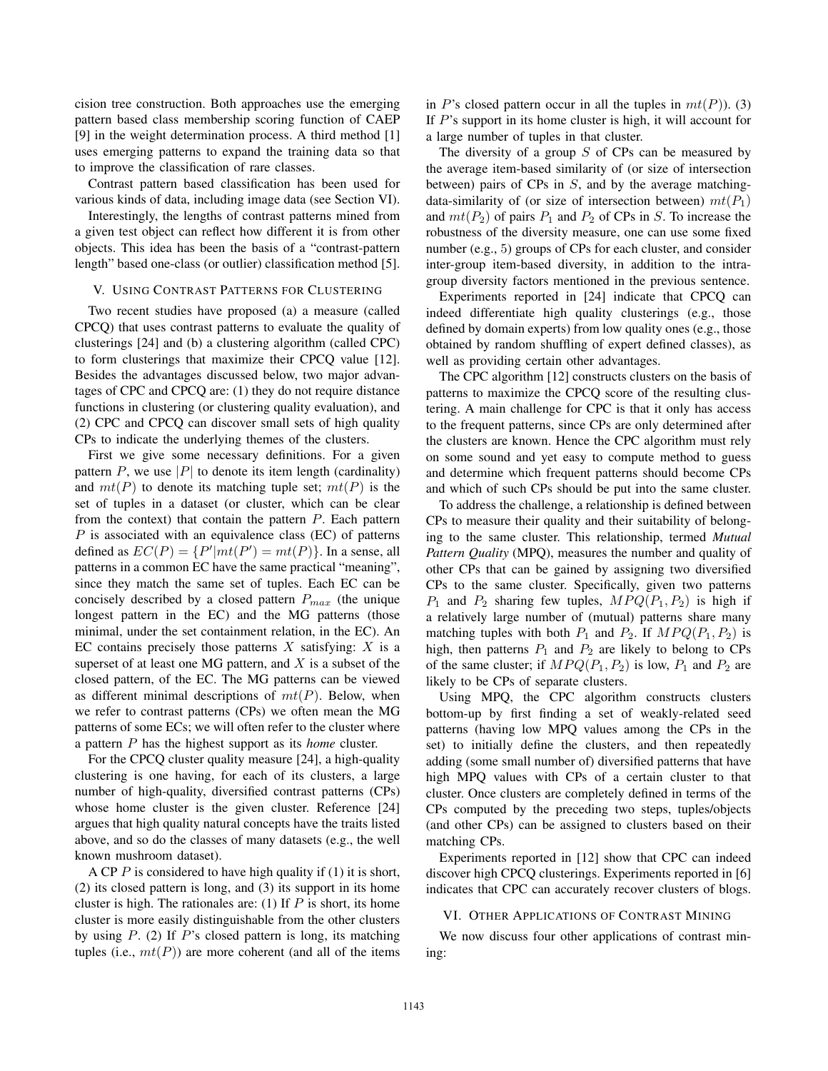cision tree construction. Both approaches use the emerging pattern based class membership scoring function of CAEP [9] in the weight determination process. A third method [1] uses emerging patterns to expand the training data so that to improve the classification of rare classes.

Contrast pattern based classification has been used for various kinds of data, including image data (see Section VI).

Interestingly, the lengths of contrast patterns mined from a given test object can reflect how different it is from other objects. This idea has been the basis of a "contrast-pattern length" based one-class (or outlier) classification method [5].

## V. Using Contrast Patterns for Clustering

Two recent studies have proposed (a) a measure (called CPCQ) that uses contrast patterns to evaluate the quality of clusterings [24] and (b) a clustering algorithm (called CPC) to form clusterings that maximize their CPCQ value [12]. Besides the advantages discussed below, two major advantages of CPC and CPCQ are: (1) they do not require distance functions in clustering (or clustering quality evaluation), and (2) CPC and CPCQ can discover small sets of high quality CPs to indicate the underlying themes of the clusters.

First we give some necessary definitions. For a given pattern $P$, we use $|P|$ to denote its item length (cardinality) and $mt(P)$ to denote its matching tuple set; $mt(P)$ is the set of tuples in a dataset (or cluster, which can be clear from the context) that contain the pattern $P$. Each pattern $P$ is associated with an equivalence class (EC) of patterns defined as $EC(P) = \{P' | mt(P') = mt(P)\}$. In a sense, all patterns in a common EC have the same practical "meaning", since they match the same set of tuples. Each EC can be concisely described by a closed pattern $P_{max}$ (the unique longest pattern in the EC) and the MG patterns (those minimal, under the set containment relation, in the EC). An EC contains precisely those patterns $X$ satisfying: $X$ is a superset of at least one MG pattern, and $X$ is a subset of the closed pattern, of the EC. The MG patterns can be viewed as different minimal descriptions of $mt(P)$. Below, when we refer to contrast patterns (CPs) we often mean the MG patterns of some ECs; we will often refer to the cluster where a pattern $P$ has the highest support as its *home* cluster.

For the CPCQ cluster quality measure [24], a high-quality clustering is one having, for each of its clusters, a large number of high-quality, diversified contrast patterns (CPs) whose home cluster is the given cluster. Reference [24] argues that high quality natural concepts have the traits listed above, and so do the classes of many datasets (e.g., the well known mushroom dataset).

A CP $P$ is considered to have high quality if (1) it is short, (2) its closed pattern is long, and (3) its support in its home cluster is high. The rationales are: (1) If $P$ is short, its home cluster is more easily distinguishable from the other clusters by using $P$. (2) If $P$'s closed pattern is long, its matching tuples (i.e., $mt(P)$) are more coherent (and all of the items in $P$'s closed pattern occur in all the tuples in $mt(P)$). (3) If $P$'s support in its home cluster is high, it will account for a large number of tuples in that cluster.

The diversity of a group $S$ of CPs can be measured by the average item-based similarity of (or size of intersection between) pairs of CPs in $S$, and by the average matching-data-similarity of (or size of intersection between) $mt(P_1)$ and $mt(P_2)$ of pairs $P_1$ and $P_2$ of CPs in $S$. To increase the robustness of the diversity measure, one can use some fixed number (e.g., 5) groups of CPs for each cluster, and consider inter-group item-based diversity, in addition to the intra-group diversity factors mentioned in the previous sentence.

Experiments reported in [24] indicate that CPCQ can indeed differentiate high quality clusterings (e.g., those defined by domain experts) from low quality ones (e.g., those obtained by random shuffling of expert defined classes), as well as providing certain other advantages.

The CPC algorithm [12] constructs clusters on the basis of patterns to maximize the CPCQ score of the resulting clustering. A main challenge for CPC is that it only has access to the frequent patterns, since CPs are only determined after the clusters are known. Hence the CPC algorithm must rely on some sound and yet easy to compute method to guess and determine which frequent patterns should become CPs and which of such CPs should be put into the same cluster.

To address the challenge, a relationship is defined between CPs to measure their quality and their suitability of belonging to the same cluster. This relationship, termed ***Mutual Pattern Quality*** (MPQ), measures the number and quality of other CPs that can be gained by assigning two diversified CPs to the same cluster. Specifically, given two patterns $P_1$ and $P_2$ sharing few tuples, $MPQ(P_1, P_2)$ is high if a relatively large number of (mutual) patterns share many matching tuples with both $P_1$ and $P_2$. If $MPQ(P_1, P_2)$ is high, then patterns $P_1$ and $P_2$ are likely to belong to CPs of the same cluster; if $MPQ(P_1, P_2)$ is low, $P_1$ and $P_2$ are likely to be CPs of separate clusters.

Using MPQ, the CPC algorithm constructs clusters bottom-up by first finding a set of weakly-related seed patterns (having low MPQ values among the CPs in the set) to initially define the clusters, and then repeatedly adding (some small number of) diversified patterns that have high MPQ values with CPs of a certain cluster to that cluster. Once clusters are completely defined in terms of the CPs computed by the preceding two steps, tuples/objects (and other CPs) can be assigned to clusters based on their matching CPs.

Experiments reported in [12] show that CPC can indeed discover high CPCQ clusterings. Experiments reported in [6] indicates that CPC can accurately recover clusters of blogs.

## VI. Other Applications of Contrast Mining

We now discuss four other applications of contrast mining: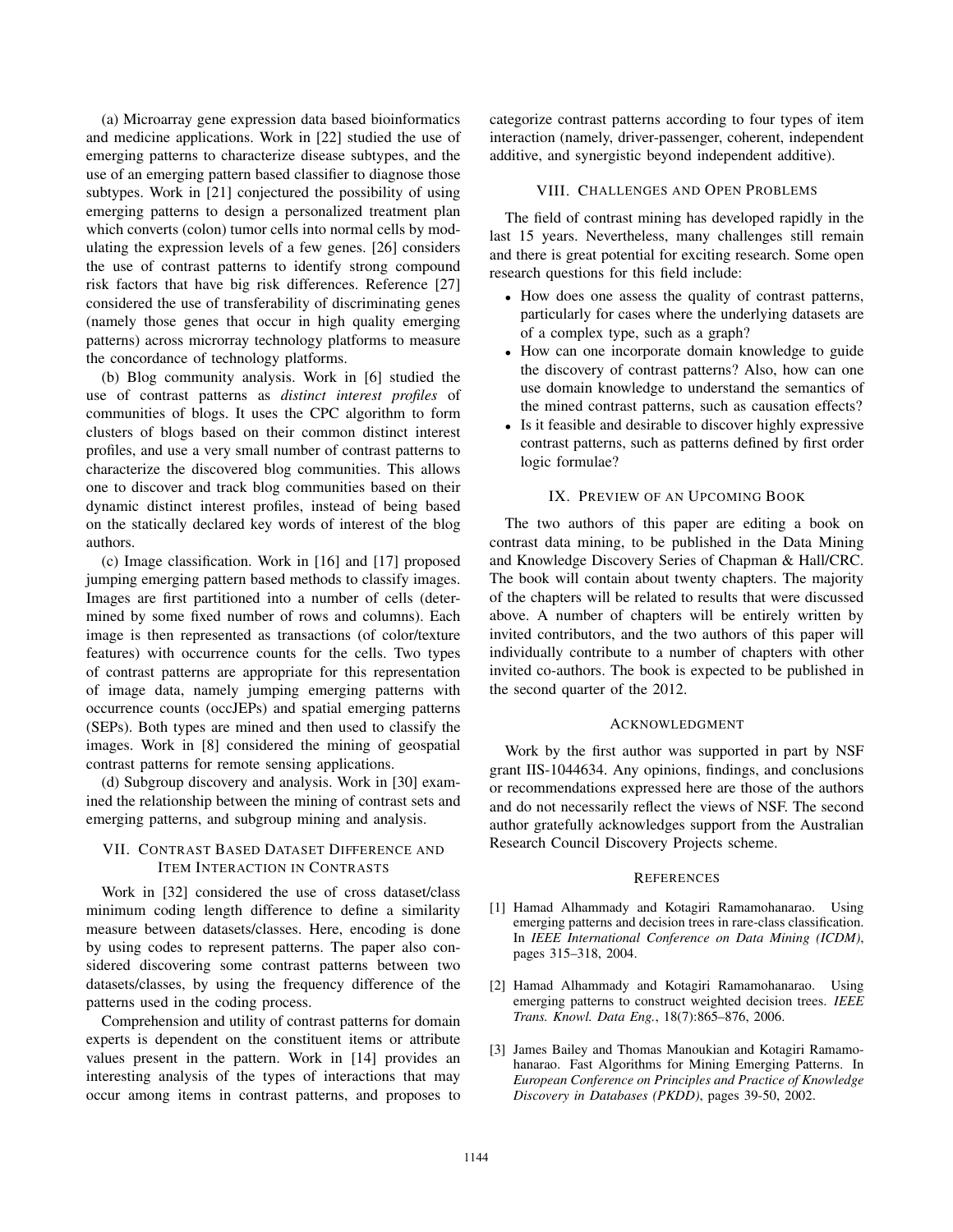(a) Microarray gene expression data based bioinformatics and medicine applications. Work in [22] studied the use of emerging patterns to characterize disease subtypes, and the use of an emerging pattern based classifier to diagnose those subtypes. Work in [21] conjectured the possibility of using emerging patterns to design a personalized treatment plan which converts (colon) tumor cells into normal cells by modulating the expression levels of a few genes. [26] considers the use of contrast patterns to identify strong compound risk factors that have big risk differences. Reference [27] considered the use of transferability of discriminating genes (namely those genes that occur in high quality emerging patterns) across microrray technology platforms to measure the concordance of technology platforms.

(b) Blog community analysis. Work in [6] studied the use of contrast patterns as *distinct interest profiles* of communities of blogs. It uses the CPC algorithm to form clusters of blogs based on their common distinct interest profiles, and use a very small number of contrast patterns to characterize the discovered blog communities. This allows one to discover and track blog communities based on their dynamic distinct interest profiles, instead of being based on the statically declared key words of interest of the blog authors.

(c) Image classification. Work in [16] and [17] proposed jumping emerging pattern based methods to classify images. Images are first partitioned into a number of cells (determined by some fixed number of rows and columns). Each image is then represented as transactions (of color/texture features) with occurrence counts for the cells. Two types of contrast patterns are appropriate for this representation of image data, namely jumping emerging patterns with occurrence counts (occJEPs) and spatial emerging patterns (SEPs). Both types are mined and then used to classify the images. Work in [8] considered the mining of geospatial contrast patterns for remote sensing applications.

(d) Subgroup discovery and analysis. Work in [30] examined the relationship between the mining of contrast sets and emerging patterns, and subgroup mining and analysis.

## VII. Contrast Based Dataset Difference and Item Interaction in Contrasts

Work in [32] considered the use of cross dataset/class minimum coding length difference to define a similarity measure between datasets/classes. Here, encoding is done by using codes to represent patterns. The paper also considered discovering some contrast patterns between two datasets/classes, by using the frequency difference of the patterns used in the coding process.

Comprehension and utility of contrast patterns for domain experts is dependent on the constituent items or attribute values present in the pattern. Work in [14] provides an interesting analysis of the types of interactions that may occur among items in contrast patterns, and proposes to categorize contrast patterns according to four types of item interaction (namely, driver-passenger, coherent, independent additive, and synergistic beyond independent additive).

## VIII. Challenges and Open Problems

The field of contrast mining has developed rapidly in the last 15 years. Nevertheless, many challenges still remain and there is great potential for exciting research. Some open research questions for this field include:

- How does one assess the quality of contrast patterns, particularly for cases where the underlying datasets are of a complex type, such as a graph?
- How can one incorporate domain knowledge to guide the discovery of contrast patterns? Also, how can one use domain knowledge to understand the semantics of the mined contrast patterns, such as causation effects?
- Is it feasible and desirable to discover highly expressive contrast patterns, such as patterns defined by first order logic formulae?

## IX. Preview of an Upcoming Book

The two authors of this paper are editing a book on contrast data mining, to be published in the Data Mining and Knowledge Discovery Series of Chapman & Hall/CRC. The book will contain about twenty chapters. The majority of the chapters will be related to results that were discussed above. A number of chapters will be entirely written by invited contributors, and the two authors of this paper will individually contribute to a number of chapters with other invited co-authors. The book is expected to be published in the second quarter of the 2012.

## Acknowledgment

Work by the first author was supported in part by NSF grant IIS-1044634. Any opinions, findings, and conclusions or recommendations expressed here are those of the authors and do not necessarily reflect the views of NSF. The second author gratefully acknowledges support from the Australian Research Council Discovery Projects scheme.

## References

[1] Hamad Alhammady and Kotagiri Ramamohanarao. Using emerging patterns and decision trees in rare-class classification. In *IEEE International Conference on Data Mining (ICDM)*, pages 315–318, 2004.

[2] Hamad Alhammady and Kotagiri Ramamohanarao. Using emerging patterns to construct weighted decision trees. *IEEE Trans. Knowl. Data Eng.*, 18(7):865–876, 2006.

[3] James Bailey and Thomas Manoukian and Kotagiri Ramamohanarao. Fast Algorithms for Mining Emerging Patterns. In *European Conference on Principles and Practice of Knowledge Discovery in Databases (PKDD)*, pages 39-50, 2002.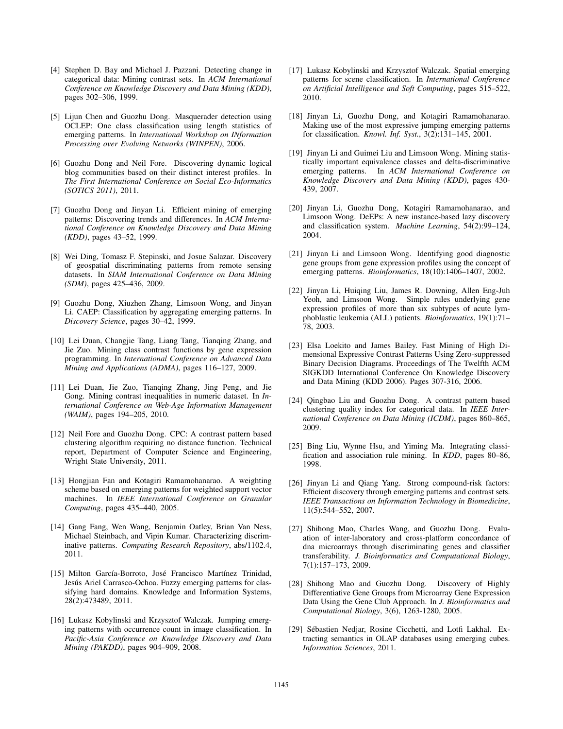[4] Stephen D. Bay and Michael J. Pazzani. Detecting change in categorical data: Mining contrast sets. In *ACM International Conference on Knowledge Discovery and Data Mining (KDD)*, pages 302–306, 1999.

[5] Lijun Chen and Guozhu Dong. Masquerader detection using OCLEP: One class classification using length statistics of emerging patterns. In *International Workshop on INformation Processing over Evolving Networks (WINPEN)*, 2006.

[6] Guozhu Dong and Neil Fore. Discovering dynamic logical blog communities based on their distinct interest profiles. In *The First International Conference on Social Eco-Informatics (SOTICS 2011)*, 2011.

[7] Guozhu Dong and Jinyan Li. Efficient mining of emerging patterns: Discovering trends and differences. In *ACM International Conference on Knowledge Discovery and Data Mining (KDD)*, pages 43–52, 1999.

[8] Wei Ding, Tomasz F. Stepinski, and Josue Salazar. Discovery of geospatial discriminating patterns from remote sensing datasets. In *SIAM International Conference on Data Mining (SDM)*, pages 425–436, 2009.

[9] Guozhu Dong, Xiuzhen Zhang, Limsoon Wong, and Jinyan Li. CAEP: Classification by aggregating emerging patterns. In *Discovery Science*, pages 30–42, 1999.

[10] Lei Duan, Changjie Tang, Liang Tang, Tianqing Zhang, and Jie Zuo. Mining class contrast functions by gene expression programming. In *International Conference on Advanced Data Mining and Applications (ADMA)*, pages 116–127, 2009.

[11] Lei Duan, Jie Zuo, Tianqing Zhang, Jing Peng, and Jie Gong. Mining contrast inequalities in numeric dataset. In *International Conference on Web-Age Information Management (WAIM)*, pages 194–205, 2010.

[12] Neil Fore and Guozhu Dong. CPC: A contrast pattern based clustering algorithm requiring no distance function. Technical report, Department of Computer Science and Engineering, Wright State University, 2011.

[13] Hongjian Fan and Kotagiri Ramamohanarao. A weighting scheme based on emerging patterns for weighted support vector machines. In *IEEE International Conference on Granular Computing*, pages 435–440, 2005.

[14] Gang Fang, Wen Wang, Benjamin Oatley, Brian Van Ness, Michael Steinbach, and Vipin Kumar. Characterizing discriminative patterns. *Computing Research Repository*, abs/1102.4, 2011.

[15] Milton García-Borroto, José Francisco Martínez Trinidad, Jesús Ariel Carrasco-Ochoa. Fuzzy emerging patterns for classifying hard domains. Knowledge and Information Systems, 28(2):473489, 2011.

[16] Lukasz Kobylinski and Krzysztof Walczak. Jumping emerging patterns with occurrence count in image classification. In *Pacific-Asia Conference on Knowledge Discovery and Data Mining (PAKDD)*, pages 904–909, 2008.

[17] Lukasz Kobylinski and Krzysztof Walczak. Spatial emerging patterns for scene classification. In *International Conference on Artificial Intelligence and Soft Computing*, pages 515–522, 2010.

[18] Jinyan Li, Guozhu Dong, and Kotagiri Ramamohanarao. Making use of the most expressive jumping emerging patterns for classification. *Knowl. Inf. Syst.*, 3(2):131–145, 2001.

[19] Jinyan Li and Guimei Liu and Limsoon Wong. Mining statistically important equivalence classes and delta-discriminative emerging patterns. In *ACM International Conference on Knowledge Discovery and Data Mining (KDD)*, pages 430-439, 2007.

[20] Jinyan Li, Guozhu Dong, Kotagiri Ramamohanarao, and Limsoon Wong. DeEPs: A new instance-based lazy discovery and classification system. *Machine Learning*, 54(2):99–124, 2004.

[21] Jinyan Li and Limsoon Wong. Identifying good diagnostic gene groups from gene expression profiles using the concept of emerging patterns. *Bioinformatics*, 18(10):1406–1407, 2002.

[22] Jinyan Li, Huiqing Liu, James R. Downing, Allen Eng-Juh Yeoh, and Limsoon Wong. Simple rules underlying gene expression profiles of more than six subtypes of acute lymphoblastic leukemia (ALL) patients. *Bioinformatics*, 19(1):71–78, 2003.

[23] Elsa Loekito and James Bailey. Fast Mining of High Dimensional Expressive Contrast Patterns Using Zero-suppressed Binary Decision Diagrams. Proceedings of The Twelfth ACM SIGKDD International Conference On Knowledge Discovery and Data Mining (KDD 2006). Pages 307-316, 2006.

[24] Qingbao Liu and Guozhu Dong. A contrast pattern based clustering quality index for categorical data. In *IEEE International Conference on Data Mining (ICDM)*, pages 860–865, 2009.

[25] Bing Liu, Wynne Hsu, and Yiming Ma. Integrating classification and association rule mining. In *KDD*, pages 80–86, 1998.

[26] Jinyan Li and Qiang Yang. Strong compound-risk factors: Efficient discovery through emerging patterns and contrast sets. *IEEE Transactions on Information Technology in Biomedicine*, 11(5):544–552, 2007.

[27] Shihong Mao, Charles Wang, and Guozhu Dong. Evaluation of inter-laboratory and cross-platform concordance of dna microarrays through discriminating genes and classifier transferability. *J. Bioinformatics and Computational Biology*, 7(1):157–173, 2009.

[28] Shihong Mao and Guozhu Dong. Discovery of Highly Differentiative Gene Groups from Microarray Gene Expression Data Using the Gene Club Approach. In *J. Bioinformatics and Computational Biology*, 3(6), 1263-1280, 2005.

[29] Sébastien Nedjar, Rosine Cicchetti, and Lotfi Lakhal. Extracting semantics in OLAP databases using emerging cubes. *Information Sciences*, 2011.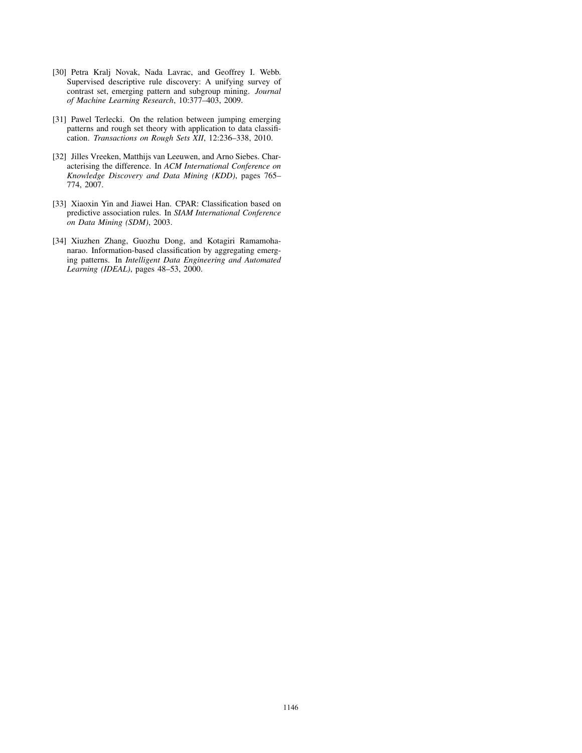[30] Petra Kralj Novak, Nada Lavrac, and Geoffrey I. Webb. Supervised descriptive rule discovery: A unifying survey of contrast set, emerging pattern and subgroup mining. *Journal of Machine Learning Research*, 10:377–403, 2009.

[31] Pawel Terlecki. On the relation between jumping emerging patterns and rough set theory with application to data classification. *Transactions on Rough Sets XII*, 12:236–338, 2010.

[32] Jilles Vreeken, Matthijs van Leeuwen, and Arno Siebes. Characterising the difference. In *ACM International Conference on Knowledge Discovery and Data Mining (KDD)*, pages 765–774, 2007.

[33] Xiaoxin Yin and Jiawei Han. CPAR: Classification based on predictive association rules. In *SIAM International Conference on Data Mining (SDM)*, 2003.

[34] Xiuzhen Zhang, Guozhu Dong, and Kotagiri Ramamohanarao. Information-based classification by aggregating emerging patterns. In *Intelligent Data Engineering and Automated Learning (IDEAL)*, pages 48–53, 2000.